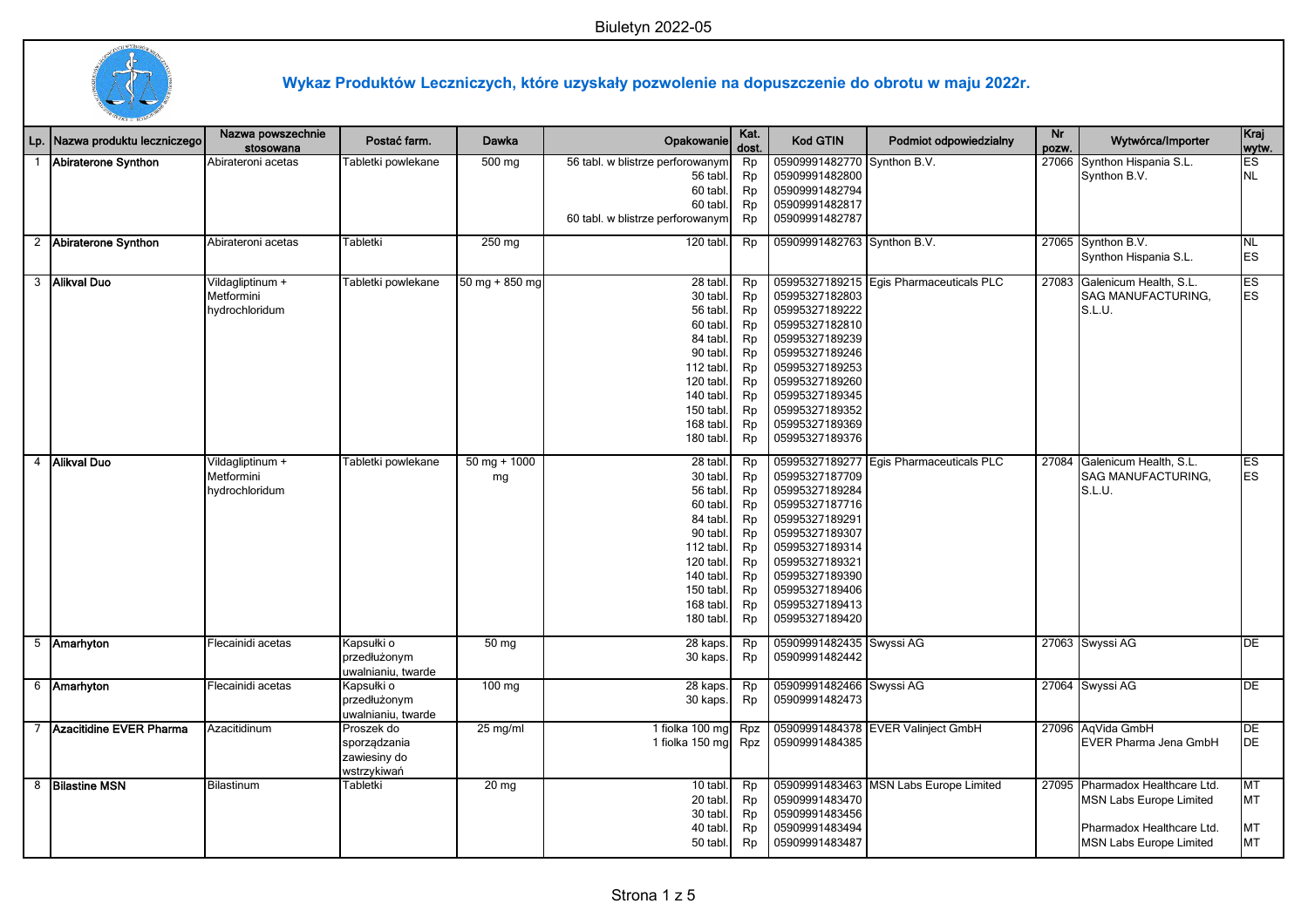## Wykaz Produktów Leczniczych, które uzyskały pozwolenie na dopuszczenie do obrotu w maju 2022r.

| Lp. | Nazwa produktu leczniczego | Nazwa powszechnie stosowana | Postać farm. | Dawka | Opakowanie | Kat. dost. | Kod GTIN | Podmiot odpowiedzialny | Nr pozw. | Wytwórca/Importer | Kraj wytw. |
|---|---|---|---|---|---|---|---|---|---|---|---|
| 1 | **Abiraterone Synthon** | Abirateroni acetas | Tabletki powlekane | 500 mg | 56 tabl. w blistrze perforowanym<br>56 tabl.<br>60 tabl.<br>60 tabl.<br>60 tabl. w blistrze perforowanym | Rp<br>Rp<br>Rp<br>Rp<br>Rp | 05909991482770<br>05909991482800<br>05909991482794<br>05909991482817<br>05909991482787 | Synthon B.V. | 27066 | Synthon Hispania S.L.<br>Synthon B.V. | ES<br>NL |
| 2 | **Abiraterone Synthon** | Abirateroni acetas | Tabletki | 250 mg | 120 tabl. | Rp | 05909991482763 | Synthon B.V. | 27065 | Synthon B.V.<br>Synthon Hispania S.L. | NL<br>ES |
| 3 | **Alikval Duo** | Vildagliptinum + Metformini hydrochloridum | Tabletki powlekane | 50 mg + 850 mg | 28 tabl.<br>30 tabl.<br>56 tabl.<br>60 tabl.<br>84 tabl.<br>90 tabl.<br>112 tabl.<br>120 tabl.<br>140 tabl.<br>150 tabl.<br>168 tabl.<br>180 tabl. | Rp<br>Rp<br>Rp<br>Rp<br>Rp<br>Rp<br>Rp<br>Rp<br>Rp<br>Rp<br>Rp<br>Rp | 05995327189215<br>05995327182803<br>05995327189222<br>05995327182810<br>05995327189239<br>05995327189246<br>05995327189253<br>05995327189260<br>05995327189345<br>05995327189352<br>05995327189369<br>05995327189376 | Egis Pharmaceuticals PLC | 27083 | Galenicum Health, S.L.<br>SAG MANUFACTURING, S.L.U. | ES<br>ES |
| 4 | **Alikval Duo** | Vildagliptinum + Metformini hydrochloridum | Tabletki powlekane | 50 mg + 1000 mg | 28 tabl.<br>30 tabl.<br>56 tabl.<br>60 tabl.<br>84 tabl.<br>90 tabl.<br>112 tabl.<br>120 tabl.<br>140 tabl.<br>150 tabl.<br>168 tabl.<br>180 tabl. | Rp<br>Rp<br>Rp<br>Rp<br>Rp<br>Rp<br>Rp<br>Rp<br>Rp<br>Rp<br>Rp<br>Rp | 05995327189277<br>05995327187709<br>05995327189284<br>05995327187716<br>05995327189291<br>05995327189307<br>05995327189314<br>05995327189321<br>05995327189390<br>05995327189406<br>05995327189413<br>05995327189420 | Egis Pharmaceuticals PLC | 27084 | Galenicum Health, S.L.<br>SAG MANUFACTURING, S.L.U. | ES<br>ES |
| 5 | **Amarhyton** | Flecainidi acetas | Kapsułki o przedłużonym uwalnianiu, twarde | 50 mg | 28 kaps.<br>30 kaps. | Rp<br>Rp | 05909991482435<br>05909991482442 | Swyssi AG | 27063 | Swyssi AG | DE |
| 6 | **Amarhyton** | Flecainidi acetas | Kapsułki o przedłużonym uwalnianiu, twarde | 100 mg | 28 kaps.<br>30 kaps. | Rp<br>Rp | 05909991482466<br>05909991482473 | Swyssi AG | 27064 | Swyssi AG | DE |
| 7 | **Azacitidine EVER Pharma** | Azacitidinum | Proszek do sporządzania zawiesiny do wstrzykiwań | 25 mg/ml | 1 fiolka 100 mg<br>1 fiolka 150 mg | Rpz<br>Rpz | 05909991484378<br>05909991484385 | EVER Valinject GmbH | 27096 | AqVida GmbH<br>EVER Pharma Jena GmbH | DE<br>DE |
| 8 | **Bilastine MSN** | Bilastinum | Tabletki | 20 mg | 10 tabl.<br>20 tabl.<br>30 tabl.<br>40 tabl.<br>50 tabl. | Rp<br>Rp<br>Rp<br>Rp<br>Rp | 05909991483463<br>05909991483470<br>05909991483456<br>05909991483494<br>05909991483487 | MSN Labs Europe Limited | 27095 | Pharmadox Healthcare Ltd.<br>MSN Labs Europe Limited<br>Pharmadox Healthcare Ltd.<br>MSN Labs Europe Limited | MT<br>MT<br>MT<br>MT |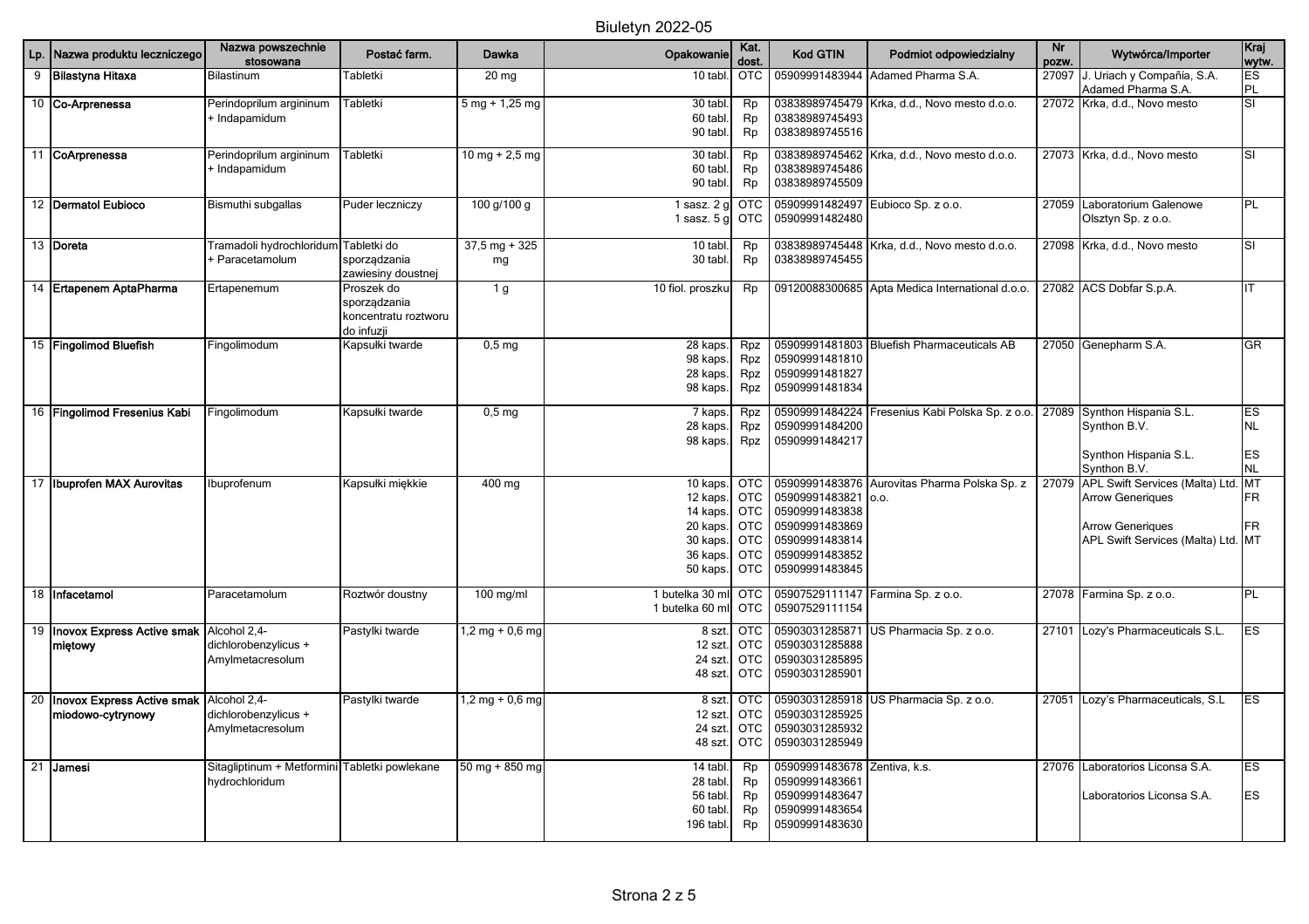| Lp. | Nazwa produktu leczniczego | Nazwa powszechnie stosowana | Postać farm. | Dawka | Opakowanie | Kat. dost. | Kod GTIN | Podmiot odpowiedzialny | Nr pozw. | Wytwórca/Importer | Kraj wytw. |
|---|---|---|---|---|---|---|---|---|---|---|---|
| 9 | **Bilastyna Hitaxa** | Bilastinum | Tabletki | 20 mg | 10 tabl. | OTC | 05909991483944 | Adamed Pharma S.A. | 27097 | J. Uriach y Compañía, S.A.<br>Adamed Pharma S.A. | ES<br>PL |
| 10 | **Co-Arprenessa** | Perindoprilum argininum + Indapamidum | Tabletki | 5 mg + 1,25 mg | 30 tabl.<br>60 tabl.<br>90 tabl. | Rp<br>Rp<br>Rp | 03838989745479<br>03838989745493<br>03838989745516 | Krka, d.d., Novo mesto d.o.o. | 27072 | Krka, d.d., Novo mesto | SI |
| 11 | **CoArprenessa** | Perindoprilum argininum + Indapamidum | Tabletki | 10 mg + 2,5 mg | 30 tabl.<br>60 tabl.<br>90 tabl. | Rp<br>Rp<br>Rp | 03838989745462<br>03838989745486<br>03838989745509 | Krka, d.d., Novo mesto d.o.o. | 27073 | Krka, d.d., Novo mesto | SI |
| 12 | **Dermatol Eubioco** | Bismuthi subgallas | Puder leczniczy | 100 g/100 g | 1 sasz. 2 g<br>1 sasz. 5 g | OTC<br>OTC | 05909991482497<br>05909991482480 | Eubioco Sp. z o.o. | 27059 | Laboratorium Galenowe Olsztyn Sp. z o.o. | PL |
| 13 | **Doreta** | Tramadoli hydrochloridum + Paracetamolum | Tabletki do sporządzania zawiesiny doustnej | 37,5 mg + 325 mg | 10 tabl.<br>30 tabl. | Rp<br>Rp | 03838989745448<br>03838989745455 | Krka, d.d., Novo mesto d.o.o. | 27098 | Krka, d.d., Novo mesto | SI |
| 14 | **Ertapenem AptaPharma** | Ertapenemum | Proszek do sporządzania koncentratu roztworu do infuzji | 1 g | 10 fiol. proszku | Rp | 09120088300685 | Apta Medica International d.o.o. | 27082 | ACS Dobfar S.p.A. | IT |
| 15 | **Fingolimod Bluefish** | Fingolimodum | Kapsułki twarde | 0,5 mg | 28 kaps.<br>98 kaps.<br>28 kaps.<br>98 kaps. | Rpz<br>Rpz<br>Rpz<br>Rpz | 05909991481803<br>05909991481810<br>05909991481827<br>05909991481834 | Bluefish Pharmaceuticals AB | 27050 | Genepharm S.A. | GR |
| 16 | **Fingolimod Fresenius Kabi** | Fingolimodum | Kapsułki twarde | 0,5 mg | 7 kaps.<br>28 kaps.<br>98 kaps. | Rpz<br>Rpz<br>Rpz | 05909991484224<br>05909991484200<br>05909991484217 | Fresenius Kabi Polska Sp. z o.o. | 27089 | Synthon Hispania S.L.<br>Synthon B.V.<br><br>Synthon Hispania S.L.<br>Synthon B.V. | ES<br>NL<br><br>ES<br>NL |
| 17 | **Ibuprofen MAX Aurovitas** | Ibuprofenum | Kapsułki miękkie | 400 mg | 10 kaps.<br>12 kaps.<br>14 kaps.<br>20 kaps.<br>30 kaps.<br>36 kaps.<br>50 kaps. | OTC<br>OTC<br>OTC<br>OTC<br>OTC<br>OTC<br>OTC | 05909991483876<br>05909991483821<br>05909991483838<br>05909991483869<br>05909991483814<br>05909991483852<br>05909991483845 | Aurovitas Pharma Polska Sp. z o.o. | 27079 | APL Swift Services (Malta) Ltd.<br>Arrow Generiques<br><br>Arrow Generiques<br>APL Swift Services (Malta) Ltd. | MT<br>FR<br><br>FR<br>MT |
| 18 | **Infacetamol** | Paracetamolum | Roztwór doustny | 100 mg/ml | 1 butelka 30 ml<br>1 butelka 60 ml | OTC<br>OTC | 05907529111147<br>05907529111154 | Farmina Sp. z o.o. | 27078 | Farmina Sp. z o.o. | PL |
| 19 | **Inovox Express Active smak miętowy** | Alcohol 2,4-dichlorobenzylicus + Amylmetacresolum | Pastylki twarde | 1,2 mg + 0,6 mg | 8 szt.<br>12 szt.<br>24 szt.<br>48 szt. | OTC<br>OTC<br>OTC<br>OTC | 05903031285871<br>05903031285888<br>05903031285895<br>05903031285901 | US Pharmacia Sp. z o.o. | 27101 | Lozy's Pharmaceuticals S.L. | ES |
| 20 | **Inovox Express Active smak miodowo-cytrynowy** | Alcohol 2,4-dichlorobenzylicus + Amylmetacresolum | Pastylki twarde | 1,2 mg + 0,6 mg | 8 szt.<br>12 szt.<br>24 szt.<br>48 szt. | OTC<br>OTC<br>OTC<br>OTC | 05903031285918<br>05903031285925<br>05903031285932<br>05903031285949 | US Pharmacia Sp. z o.o. | 27051 | Lozy's Pharmaceuticals, S.L | ES |
| 21 | **Jamesi** | Sitagliptinum + Metformini hydrochloridum | Tabletki powlekane | 50 mg + 850 mg | 14 tabl.<br>28 tabl.<br>56 tabl.<br>60 tabl.<br>196 tabl. | Rp<br>Rp<br>Rp<br>Rp<br>Rp | 05909991483678<br>05909991483661<br>05909991483647<br>05909991483654<br>05909991483630 | Zentiva, k.s. | 27076 | Laboratorios Liconsa S.A.<br><br>Laboratorios Liconsa S.A. | ES<br><br>ES |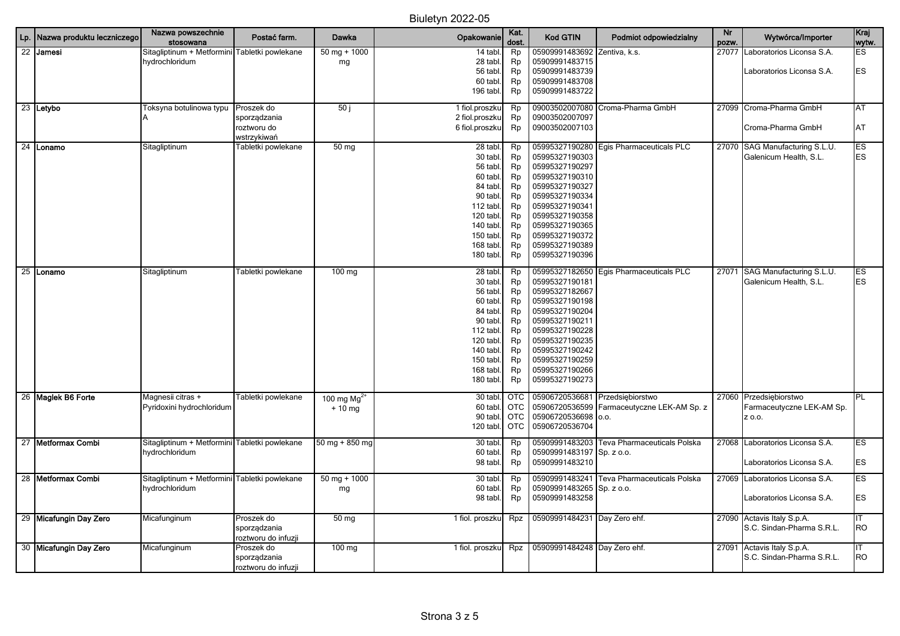Biuletyn 2022-05

| Lp. | Nazwa produktu leczniczego | Nazwa powszechnie stosowana | Postać farm. | Dawka | Opakowanie | Kat. dost. | Kod GTIN | Podmiot odpowiedzialny | Nr pozw. | Wytwórca/Importer | Kraj wytw. |
|---|---|---|---|---|---|---|---|---|---|---|---|
| 22 | **Jamesi** | Sitagliptinum + Metformini hydrochloridum | Tabletki powlekane | 50 mg + 1000 mg | 14 tabl. | Rp | 05909991483692 | Zentiva, k.s. | 27077 | Laboratorios Liconsa S.A. | ES |
| | | | | | 28 tabl. | Rp | 05909991483715 | | | | |
| | | | | | 56 tabl. | Rp | 05909991483739 | | | Laboratorios Liconsa S.A. | ES |
| | | | | | 60 tabl. | Rp | 05909991483708 | | | | |
| | | | | | 196 tabl. | Rp | 05909991483722 | | | | |
| 23 | **Letybo** | Toksyna botulinowa typu A | Proszek do sporządzania roztworu do wstrzykiwań | 50 j | 1 fiol.proszku | Rp | 09003502007080 | Croma-Pharma GmbH | 27099 | Croma-Pharma GmbH | AT |
| | | | | | 2 fiol.proszku | Rp | 09003502007097 | | | | |
| | | | | | 6 fiol.proszku | Rp | 09003502007103 | | | Croma-Pharma GmbH | AT |
| 24 | **Lonamo** | Sitagliptinum | Tabletki powlekane | 50 mg | 28 tabl. | Rp | 05995327190280 | Egis Pharmaceuticals PLC | 27070 | SAG Manufacturing S.L.U. | ES |
| | | | | | 30 tabl. | Rp | 05995327190303 | | | Galenicum Health, S.L. | ES |
| | | | | | 56 tabl. | Rp | 05995327190297 | | | | |
| | | | | | 60 tabl. | Rp | 05995327190310 | | | | |
| | | | | | 84 tabl. | Rp | 05995327190327 | | | | |
| | | | | | 90 tabl. | Rp | 05995327190334 | | | | |
| | | | | | 112 tabl. | Rp | 05995327190341 | | | | |
| | | | | | 120 tabl. | Rp | 05995327190358 | | | | |
| | | | | | 140 tabl. | Rp | 05995327190365 | | | | |
| | | | | | 150 tabl. | Rp | 05995327190372 | | | | |
| | | | | | 168 tabl. | Rp | 05995327190389 | | | | |
| | | | | | 180 tabl. | Rp | 05995327190396 | | | | |
| 25 | **Lonamo** | Sitagliptinum | Tabletki powlekane | 100 mg | 28 tabl. | Rp | 05995327182650 | Egis Pharmaceuticals PLC | 27071 | SAG Manufacturing S.L.U. | ES |
| | | | | | 30 tabl. | Rp | 05995327190181 | | | Galenicum Health, S.L. | ES |
| | | | | | 56 tabl. | Rp | 05995327182667 | | | | |
| | | | | | 60 tabl. | Rp | 05995327190198 | | | | |
| | | | | | 84 tabl. | Rp | 05995327190204 | | | | |
| | | | | | 90 tabl. | Rp | 05995327190211 | | | | |
| | | | | | 112 tabl. | Rp | 05995327190228 | | | | |
| | | | | | 120 tabl. | Rp | 05995327190235 | | | | |
| | | | | | 140 tabl. | Rp | 05995327190242 | | | | |
| | | | | | 150 tabl. | Rp | 05995327190259 | | | | |
| | | | | | 168 tabl. | Rp | 05995327190266 | | | | |
| | | | | | 180 tabl. | Rp | 05995327190273 | | | | |
| 26 | **Maglek B6 Forte** | Magnesii citras + Pyridoxini hydrochloridum | Tabletki powlekane | 100 mg $Mg^{2+}$ + 10 mg | 30 tabl. | OTC | 05906720536681 | Przedsiębiorstwo Farmaceutyczne LEK-AM Sp. z o.o. | 27060 | Przedsiębiorstwo Farmaceutyczne LEK-AM Sp. z o.o. | PL |
| | | | | | 60 tabl. | OTC | 05906720536599 | | | | |
| | | | | | 90 tabl. | OTC | 05906720536698 | | | | |
| | | | | | 120 tabl. | OTC | 05906720536704 | | | | |
| 27 | **Metformax Combi** | Sitagliptinum + Metformini hydrochloridum | Tabletki powlekane | 50 mg + 850 mg | 30 tabl. | Rp | 05909991483203 | Teva Pharmaceuticals Polska Sp. z o.o. | 27068 | Laboratorios Liconsa S.A. | ES |
| | | | | | 60 tabl. | Rp | 05909991483197 | | | | |
| | | | | | 98 tabl. | Rp | 05909991483210 | | | Laboratorios Liconsa S.A. | ES |
| 28 | **Metformax Combi** | Sitagliptinum + Metformini hydrochloridum | Tabletki powlekane | 50 mg + 1000 mg | 30 tabl. | Rp | 05909991483241 | Teva Pharmaceuticals Polska Sp. z o.o. | 27069 | Laboratorios Liconsa S.A. | ES |
| | | | | | 60 tabl. | Rp | 05909991483265 | | | | |
| | | | | | 98 tabl. | Rp | 05909991483258 | | | Laboratorios Liconsa S.A. | ES |
| 29 | **Micafungin Day Zero** | Micafunginum | Proszek do sporządzania roztworu do infuzji | 50 mg | 1 fiol. proszku | Rpz | 05909991484231 | Day Zero ehf. | 27090 | Actavis Italy S.p.A. | IT |
| | | | | | | | | | | S.C. Sindan-Pharma S.R.L. | RO |
| 30 | **Micafungin Day Zero** | Micafunginum | Proszek do sporządzania roztworu do infuzji | 100 mg | 1 fiol. proszku | Rpz | 05909991484248 | Day Zero ehf. | 27091 | Actavis Italy S.p.A. | IT |
| | | | | | | | | | | S.C. Sindan-Pharma S.R.L. | RO |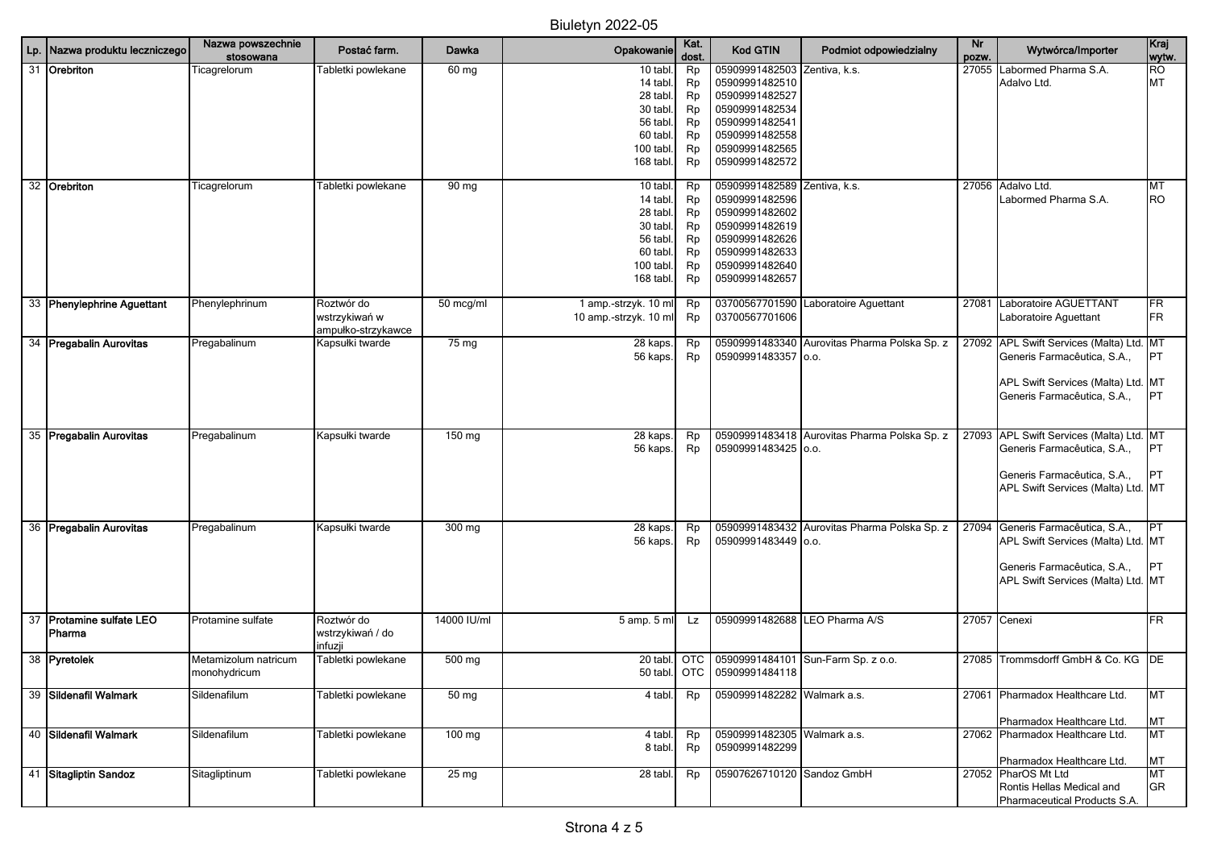| Lp. | Nazwa produktu leczniczego | Nazwa powszechnie stosowana | Postać farm. | Dawka | Opakowanie | Kat. dost. | Kod GTIN | Podmiot odpowiedzialny | Nr pozw. | Wytwórca/Importer | Kraj wytw. |
|---|---|---|---|---|---|---|---|---|---|---|---|
| 31 | **Orebriton** | Ticagrelorum | Tabletki powlekane | 60 mg | 10 tabl.<br>14 tabl.<br>28 tabl.<br>30 tabl.<br>56 tabl.<br>60 tabl.<br>100 tabl.<br>168 tabl. | Rp<br>Rp<br>Rp<br>Rp<br>Rp<br>Rp<br>Rp<br>Rp | 05909991482503<br>05909991482510<br>05909991482527<br>05909991482534<br>05909991482541<br>05909991482558<br>05909991482565<br>05909991482572 | Zentiva, k.s. | 27055 | Labormed Pharma S.A.<br>Adalvo Ltd. | RO<br>MT |
| 32 | **Orebriton** | Ticagrelorum | Tabletki powlekane | 90 mg | 10 tabl.<br>14 tabl.<br>28 tabl.<br>30 tabl.<br>56 tabl.<br>60 tabl.<br>100 tabl.<br>168 tabl. | Rp<br>Rp<br>Rp<br>Rp<br>Rp<br>Rp<br>Rp<br>Rp | 05909991482589<br>05909991482596<br>05909991482602<br>05909991482619<br>05909991482626<br>05909991482633<br>05909991482640<br>05909991482657 | Zentiva, k.s. | 27056 | Adalvo Ltd.<br>Labormed Pharma S.A. | MT<br>RO |
| 33 | **Phenylephrine Aguettant** | Phenylephrinum | Roztwór do wstrzykiwań w ampułko-strzykawce | 50 mcg/ml | 1 amp.-strzyk. 10 ml<br>10 amp.-strzyk. 10 ml | Rp<br>Rp | 03700567701590<br>03700567701606 | Laboratoire Aguettant | 27081 | Laboratoire AGUETTANT<br>Laboratoire Aguettant | FR<br>FR |
| 34 | **Pregabalin Aurovitas** | Pregabalinum | Kapsułki twarde | 75 mg | 28 kaps.<br>56 kaps. | Rp<br>Rp | 05909991483340<br>05909991483357 | Aurovitas Pharma Polska Sp. z o.o. | 27092 | APL Swift Services (Malta) Ltd.<br>Generis Farmacêutica, S.A.,<br><br>APL Swift Services (Malta) Ltd.<br>Generis Farmacêutica, S.A., | MT<br>PT<br><br>MT<br>PT |
| 35 | **Pregabalin Aurovitas** | Pregabalinum | Kapsułki twarde | 150 mg | 28 kaps.<br>56 kaps. | Rp<br>Rp | 05909991483418<br>05909991483425 | Aurovitas Pharma Polska Sp. z o.o. | 27093 | APL Swift Services (Malta) Ltd.<br>Generis Farmacêutica, S.A.,<br><br>Generis Farmacêutica, S.A.,<br>APL Swift Services (Malta) Ltd. | MT<br>PT<br><br>PT<br>MT |
| 36 | **Pregabalin Aurovitas** | Pregabalinum | Kapsułki twarde | 300 mg | 28 kaps.<br>56 kaps. | Rp<br>Rp | 05909991483432<br>05909991483449 | Aurovitas Pharma Polska Sp. z o.o. | 27094 | Generis Farmacêutica, S.A.,<br>APL Swift Services (Malta) Ltd.<br><br>Generis Farmacêutica, S.A.,<br>APL Swift Services (Malta) Ltd. | PT<br>MT<br><br>PT<br>MT |
| 37 | **Protamine sulfate LEO Pharma** | Protamine sulfate | Roztwór do wstrzykiwań / do infuzji | 14000 IU/ml | 5 amp. 5 ml | Lz | 05909991482688 | LEO Pharma A/S | 27057 | Cenexi | FR |
| 38 | **Pyretolek** | Metamizolum natricum monohydricum | Tabletki powlekane | 500 mg | 20 tabl.<br>50 tabl. | OTC<br>OTC | 05909991484101<br>05909991484118 | Sun-Farm Sp. z o.o. | 27085 | Trommsdorff GmbH & Co. KG | DE |
| 39 | **Sildenafil Walmark** | Sildenafilum | Tabletki powlekane | 50 mg | 4 tabl. | Rp | 05909991482282 | Walmark a.s. | 27061 | Pharmadox Healthcare Ltd.<br><br>Pharmadox Healthcare Ltd. | MT<br><br>MT |
| 40 | **Sildenafil Walmark** | Sildenafilum | Tabletki powlekane | 100 mg | 4 tabl.<br>8 tabl. | Rp<br>Rp | 05909991482305<br>05909991482299 | Walmark a.s. | 27062 | Pharmadox Healthcare Ltd.<br><br>Pharmadox Healthcare Ltd. | MT<br><br>MT |
| 41 | **Sitagliptin Sandoz** | Sitagliptinum | Tabletki powlekane | 25 mg | 28 tabl. | Rp | 05907626710120 | Sandoz GmbH | 27052 | PharOS Mt Ltd<br>Rontis Hellas Medical and Pharmaceutical Products S.A. | MT<br>GR |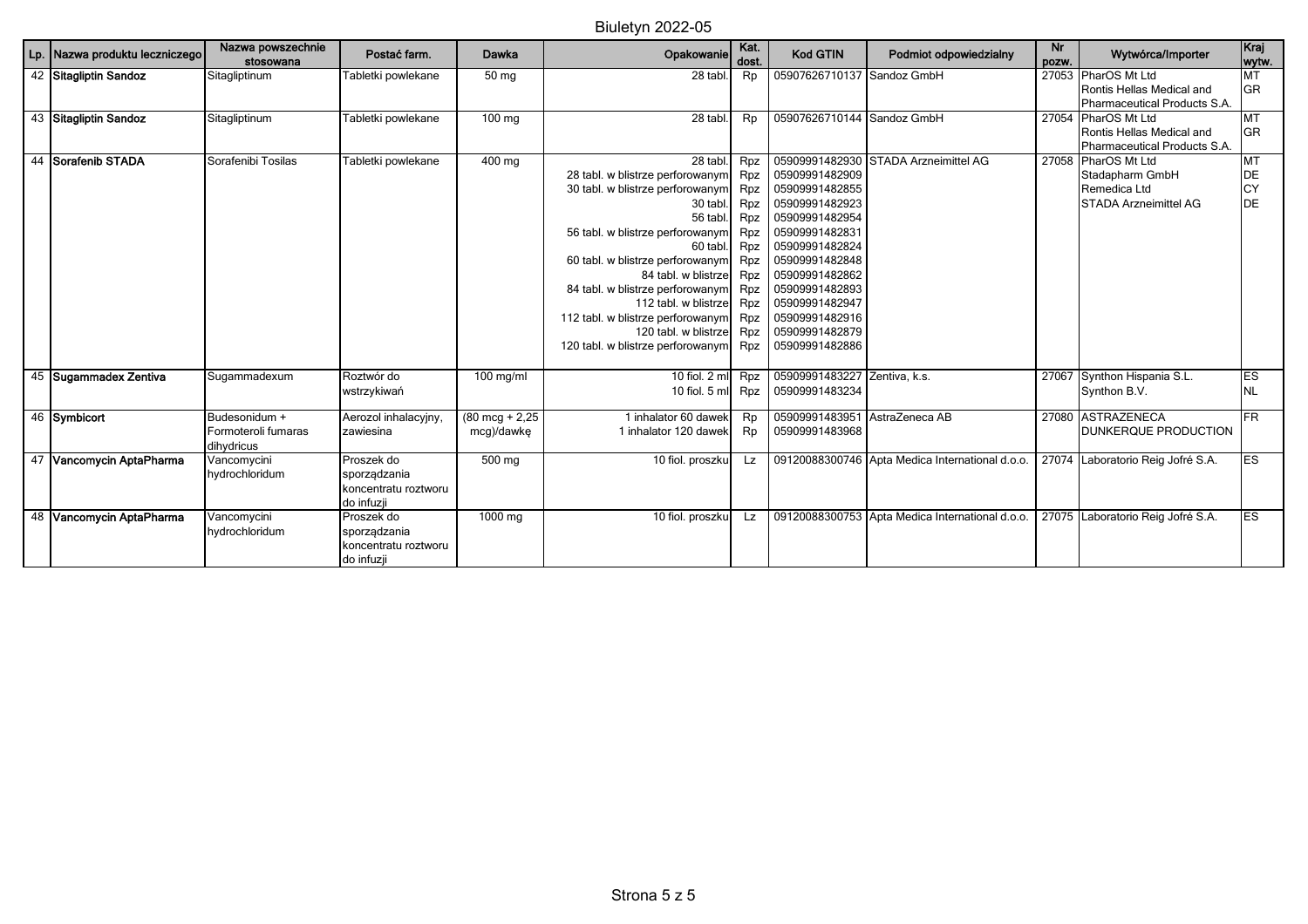| Lp. | Nazwa produktu leczniczego | Nazwa powszechnie stosowana | Postać farm. | Dawka | Opakowanie | Kat. dost. | Kod GTIN | Podmiot odpowiedzialny | Nr pozw. | Wytwórca/Importer | Kraj wytw. |
|---|---|---|---|---|---|---|---|---|---|---|---|
| 42 | **Sitagliptin Sandoz** | Sitagliptinum | Tabletki powlekane | 50 mg | 28 tabl. | Rp | 05907626710137 | Sandoz GmbH | 27053 | PharOS Mt Ltd<br>Rontis Hellas Medical and Pharmaceutical Products S.A. | MT<br>GR |
| 43 | **Sitagliptin Sandoz** | Sitagliptinum | Tabletki powlekane | 100 mg | 28 tabl. | Rp | 05907626710144 | Sandoz GmbH | 27054 | PharOS Mt Ltd<br>Rontis Hellas Medical and Pharmaceutical Products S.A. | MT<br>GR |
| 44 | **Sorafenib STADA** | Sorafenibi Tosilas | Tabletki powlekane | 400 mg | 28 tabl.<br>28 tabl. w blistrze perforowanym<br>30 tabl. w blistrze perforowanym<br>30 tabl.<br>56 tabl.<br>56 tabl. w blistrze perforowanym<br>60 tabl.<br>60 tabl. w blistrze perforowanym<br>84 tabl. w blistrze<br>84 tabl. w blistrze perforowanym<br>112 tabl. w blistrze<br>112 tabl. w blistrze perforowanym<br>120 tabl. w blistrze<br>120 tabl. w blistrze perforowanym | Rpz<br>Rpz<br>Rpz<br>Rpz<br>Rpz<br>Rpz<br>Rpz<br>Rpz<br>Rpz<br>Rpz<br>Rpz<br>Rpz<br>Rpz<br>Rpz | 05909991482930<br>05909991482909<br>05909991482855<br>05909991482923<br>05909991482954<br>05909991482831<br>05909991482824<br>05909991482848<br>05909991482862<br>05909991482893<br>05909991482947<br>05909991482916<br>05909991482879<br>05909991482886 | STADA Arzneimittel AG | 27058 | PharOS Mt Ltd<br>Stadapharm GmbH<br>Remedica Ltd<br>STADA Arzneimittel AG | MT<br>DE<br>CY<br>DE |
| 45 | **Sugammadex Zentiva** | Sugammadexum | Roztwór do wstrzykiwań | 100 mg/ml | 10 fiol. 2 ml<br>10 fiol. 5 ml | Rpz<br>Rpz | 05909991483227<br>05909991483234 | Zentiva, k.s. | 27067 | Synthon Hispania S.L.<br>Synthon B.V. | ES<br>NL |
| 46 | **Symbicort** | Budesonidum + Formoteroli fumaras dihydricus | Aerozol inhalacyjny, zawiesina | (80 mcg + 2,25 mcg)/dawkę | 1 inhalator 60 dawek<br>1 inhalator 120 dawek | Rp<br>Rp | 05909991483951<br>05909991483968 | AstraZeneca AB | 27080 | ASTRAZENECA DUNKERQUE PRODUCTION | FR |
| 47 | **Vancomycin AptaPharma** | Vancomycini hydrochloridum | Proszek do sporządzania koncentratu roztworu do infuzji | 500 mg | 10 fiol. proszku | Lz | 09120088300746 | Apta Medica International d.o.o. | 27074 | Laboratorio Reig Jofré S.A. | ES |
| 48 | **Vancomycin AptaPharma** | Vancomycini hydrochloridum | Proszek do sporządzania koncentratu roztworu do infuzji | 1000 mg | 10 fiol. proszku | Lz | 09120088300753 | Apta Medica International d.o.o. | 27075 | Laboratorio Reig Jofré S.A. | ES |